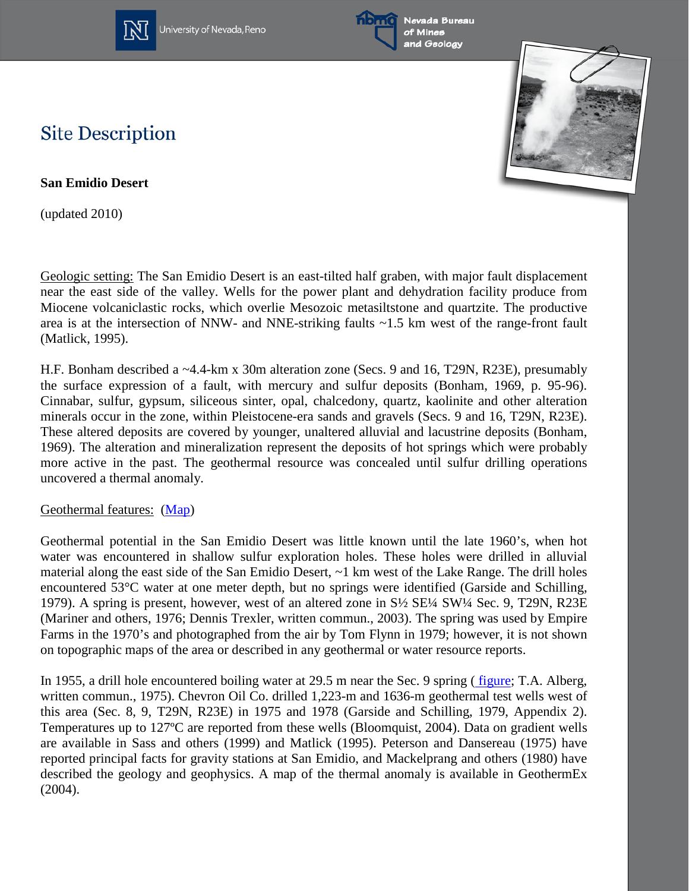# Site Description

**San Emidio Desert**

(updated 2010)

Geologic setting: The San Emidio Desert is an east-tilted half graben, with major fault displacement near the east side of the valley. Wells for the power plant and dehydration facility produce from Miocene volcaniclastic rocks, which overlie Mesozoic metasiltstone and quartzite. The productive area is at the intersection of NNW- and NNE-striking faults ~1.5 km west of the range-front fault (Matlick, 1995).

H.F. Bonham described a ~4.4-km x 30m alteration zone (Secs. 9 and 16, T29N, R23E), presumably the surface expression of a fault, with mercury and sulfur deposits (Bonham, 1969, p. 95-96). Cinnabar, sulfur, gypsum, siliceous sinter, opal, chalcedony, quartz, kaolinite and other alteration minerals occur in the zone, within Pleistocene-era sands and gravels (Secs. 9 and 16, T29N, R23E). These altered deposits are covered by younger, unaltered alluvial and lacustrine deposits (Bonham, 1969). The alteration and mineralization represent the deposits of hot springs which were probably more active in the past. The geothermal resource was concealed until sulfur drilling operations uncovered a thermal anomaly.

Geothermal features: (Map)

Geothermal potential in the San Emidio Desert was little known until the late 1960's, when hot water was encountered in shallow sulfur exploration holes. These holes were drilled in alluvial material along the east side of the San Emidio Desert, ~1 km west of the Lake Range. The drill holes encountered 53°C water at one meter depth, but no springs were identified (Garside and Schilling, 1979). A spring is present, however, west of an altered zone in S½ SE¼ SW¼ Sec. 9, T29N, R23E (Mariner and others, 1976; Dennis Trexler, written commun., 2003). The spring was used by Empire Farms in the 1970's and photographed from the air by Tom Flynn in 1979; however, it is not shown on topographic maps of the area or described in any geothermal or water resource reports.

In 1955, a drill hole encountered boiling water at 29.5 m near the Sec. 9 spring ( figure; T.A. Alberg, written commun., 1975). Chevron Oil Co. drilled 1,223-m and 1636-m geothermal test wells west of this area (Sec. 8, 9, T29N, R23E) in 1975 and 1978 (Garside and Schilling, 1979, Appendix 2). Temperatures up to 127ºC are reported from these wells (Bloomquist, 2004). Data on gradient wells are available in Sass and others (1999) and Matlick (1995). Peterson and Dansereau (1975) have reported principal facts for gravity stations at San Emidio, and Mackelprang and others (1980) have described the geology and geophysics. A map of the thermal anomaly is available in GeothermEx (2004).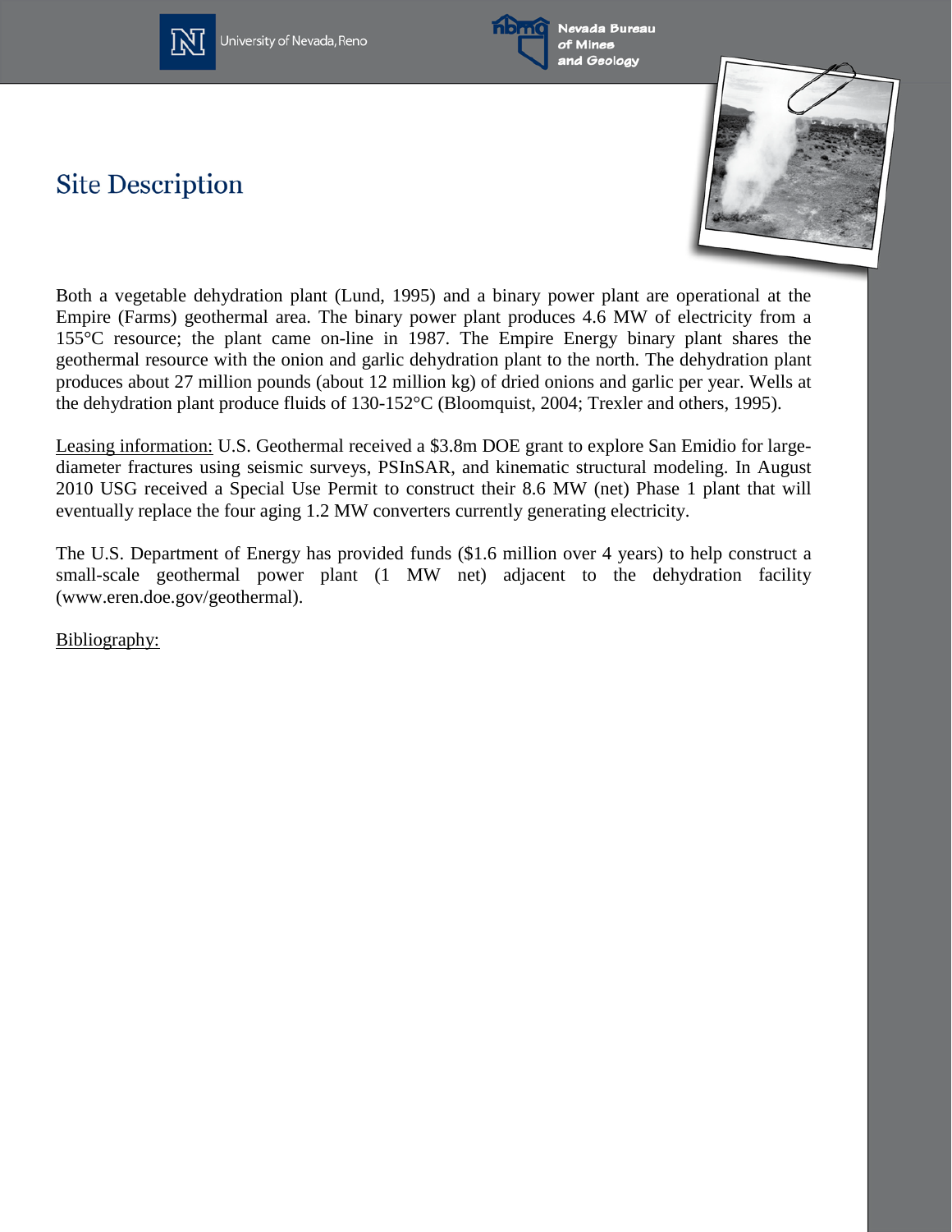## Site Description

Both a vegetable dehydration plant (Lund, 1995) and a binary power plant are operational at the Empire (Farms) geothermal area. The binary power plant produces 4.6 MW of electricity from a 155°C resource; the plant came on-line in 1987. The Empire Energy binary plant shares the geothermal resource with the onion and garlic dehydration plant to the north. The dehydration plant produces about 27 million pounds (about 12 million kg) of dried onions and garlic per year. Wells at the dehydration plant produce fluids of 130-152°C (Bloomquist, 2004; Trexler and others, 1995).

<u>Leasing information:</u> U.S. Geothermal received a $3.8m DOE grant to explore San Emidio for large-diameter fractures using seismic surveys, PSInSAR, and kinematic structural modeling. In August 2010 USG received a Special Use Permit to construct their 8.6 MW (net) Phase 1 plant that will eventually replace the four aging 1.2 MW converters currently generating electricity.

The U.S. Department of Energy has provided funds ($1.6 million over 4 years) to help construct a small-scale geothermal power plant (1 MW net) adjacent to the dehydration facility (www.eren.doe.gov/geothermal).

<u>Bibliography:</u>